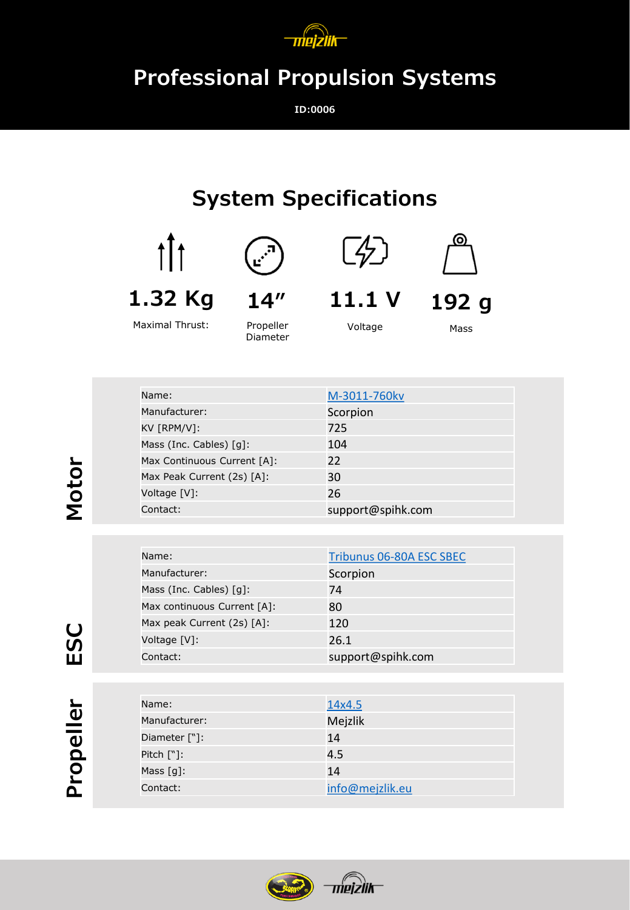# Professional Propulsion Systems

**ID:0006**

## System Specifications

| 1.32 Kg | 14″ | 11.1 V | 192 g |
|---|---|---|---|
| Maximal Thrust: | Propeller Diameter | Voltage | Mass |

### Motor

| | |
|---|---|
| Name: | M-3011-760kv |
| Manufacturer: | Scorpion |
| KV [RPM/V]: | 725 |
| Mass (Inc. Cables) [g]: | 104 |
| Max Continuous Current [A]: | 22 |
| Max Peak Current (2s) [A]: | 30 |
| Voltage [V]: | 26 |
| Contact: | support@spihk.com |

### ESC

| | |
|---|---|
| Name: | Tribunus 06-80A ESC SBEC |
| Manufacturer: | Scorpion |
| Mass (Inc. Cables) [g]: | 74 |
| Max continuous Current [A]: | 80 |
| Max peak Current (2s) [A]: | 120 |
| Voltage [V]: | 26.1 |
| Contact: | support@spihk.com |

### Propeller

| | |
|---|---|
| Name: | 14x4.5 |
| Manufacturer: | Mejzlik |
| Diameter ["]: | 14 |
| Pitch ["]: | 4.5 |
| Mass [g]: | 14 |
| Contact: | info@mejzlik.eu |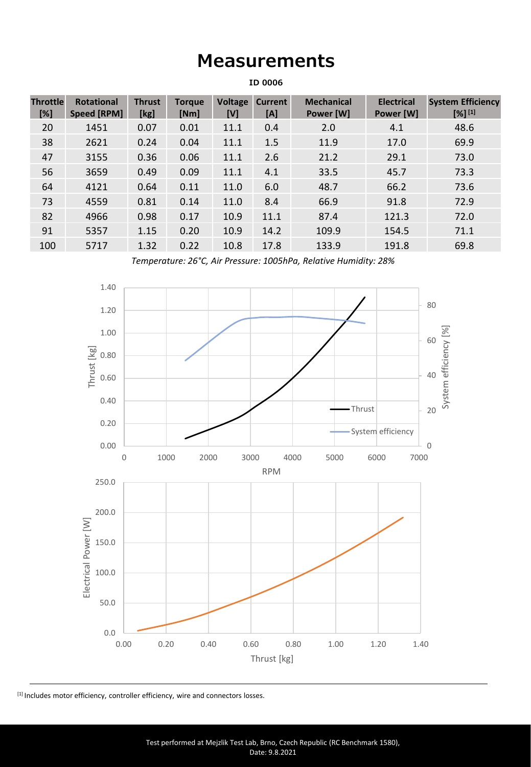# Measurements

**ID 0006**

| Throttle [%] | Rotational Speed [RPM] | Thrust [kg] | Torque [Nm] | Voltage [V] | Current [A] | Mechanical Power [W] | Electrical Power [W] | System Efficiency [%] [1] |
|---|---|---|---|---|---|---|---|---|
| 20 | 1451 | 0.07 | 0.01 | 11.1 | 0.4 | 2.0 | 4.1 | 48.6 |
| 38 | 2621 | 0.24 | 0.04 | 11.1 | 1.5 | 11.9 | 17.0 | 69.9 |
| 47 | 3155 | 0.36 | 0.06 | 11.1 | 2.6 | 21.2 | 29.1 | 73.0 |
| 56 | 3659 | 0.49 | 0.09 | 11.1 | 4.1 | 33.5 | 45.7 | 73.3 |
| 64 | 4121 | 0.64 | 0.11 | 11.0 | 6.0 | 48.7 | 66.2 | 73.6 |
| 73 | 4559 | 0.81 | 0.14 | 11.0 | 8.4 | 66.9 | 91.8 | 72.9 |
| 82 | 4966 | 0.98 | 0.17 | 10.9 | 11.1 | 87.4 | 121.3 | 72.0 |
| 91 | 5357 | 1.15 | 0.20 | 10.9 | 14.2 | 109.9 | 154.5 | 71.1 |
| 100 | 5717 | 1.32 | 0.22 | 10.8 | 17.8 | 133.9 | 191.8 | 69.8 |

*Temperature: 26°C, Air Pressure: 1005hPa, Relative Humidity: 28%*

Thrust [kg]
1.40
1.20
1.00
0.80
0.60
0.40
0.20
0.00
System efficiency [%]
80
60
40
20
0
RPM
0
1000
2000
3000
4000
5000
6000
7000
Thrust
System efficiency

Electrical Power [W]
250.0
200.0
150.0
100.0
50.0
0.0
Thrust [kg]
0.00
0.20
0.40
0.60
0.80
1.00
1.20
1.40

[1] Includes motor efficiency, controller efficiency, wire and connectors losses.

Test performed at Mejzlik Test Lab, Brno, Czech Republic (RC Benchmark 1580),
Date: 9.8.2021